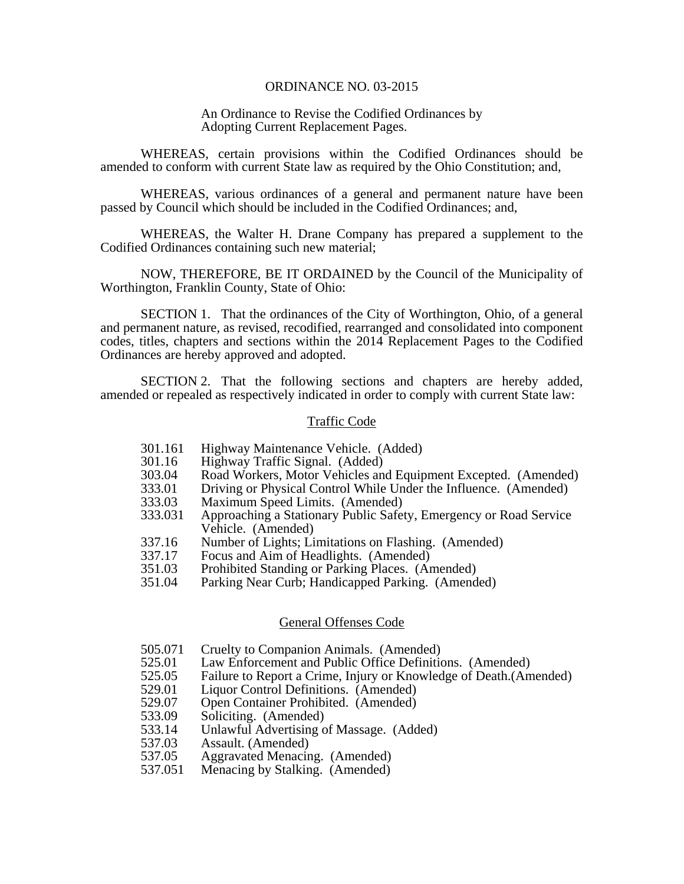# ORDINANCE NO. 03-2015

An Ordinance to Revise the Codified Ordinances by Adopting Current Replacement Pages.

WHEREAS, certain provisions within the Codified Ordinances should be amended to conform with current State law as required by the Ohio Constitution; and,

WHEREAS, various ordinances of a general and permanent nature have been passed by Council which should be included in the Codified Ordinances; and,

WHEREAS, the Walter H. Drane Company has prepared a supplement to the Codified Ordinances containing such new material;

NOW, THEREFORE, BE IT ORDAINED by the Council of the Municipality of Worthington, Franklin County, State of Ohio:

SECTION 1. That the ordinances of the City of Worthington, Ohio, of a general and permanent nature, as revised, recodified, rearranged and consolidated into component codes, titles, chapters and sections within the 2014 Replacement Pages to the Codified Ordinances are hereby approved and adopted.

SECTION 2. That the following sections and chapters are hereby added, amended or repealed as respectively indicated in order to comply with current State law:

## Traffic Code

| | |
|---|---|
| 301.161 | Highway Maintenance Vehicle. (Added) |
| 301.16 | Highway Traffic Signal. (Added) |
| 303.04 | Road Workers, Motor Vehicles and Equipment Excepted. (Amended) |
| 333.01 | Driving or Physical Control While Under the Influence. (Amended) |
| 333.03 | Maximum Speed Limits. (Amended) |
| 333.031 | Approaching a Stationary Public Safety, Emergency or Road Service Vehicle. (Amended) |
| 337.16 | Number of Lights; Limitations on Flashing. (Amended) |
| 337.17 | Focus and Aim of Headlights. (Amended) |
| 351.03 | Prohibited Standing or Parking Places. (Amended) |
| 351.04 | Parking Near Curb; Handicapped Parking. (Amended) |

## General Offenses Code

| | |
|---|---|
| 505.071 | Cruelty to Companion Animals. (Amended) |
| 525.01 | Law Enforcement and Public Office Definitions. (Amended) |
| 525.05 | Failure to Report a Crime, Injury or Knowledge of Death.(Amended) |
| 529.01 | Liquor Control Definitions. (Amended) |
| 529.07 | Open Container Prohibited. (Amended) |
| 533.09 | Soliciting. (Amended) |
| 533.14 | Unlawful Advertising of Massage. (Added) |
| 537.03 | Assault. (Amended) |
| 537.05 | Aggravated Menacing. (Amended) |
| 537.051 | Menacing by Stalking. (Amended) |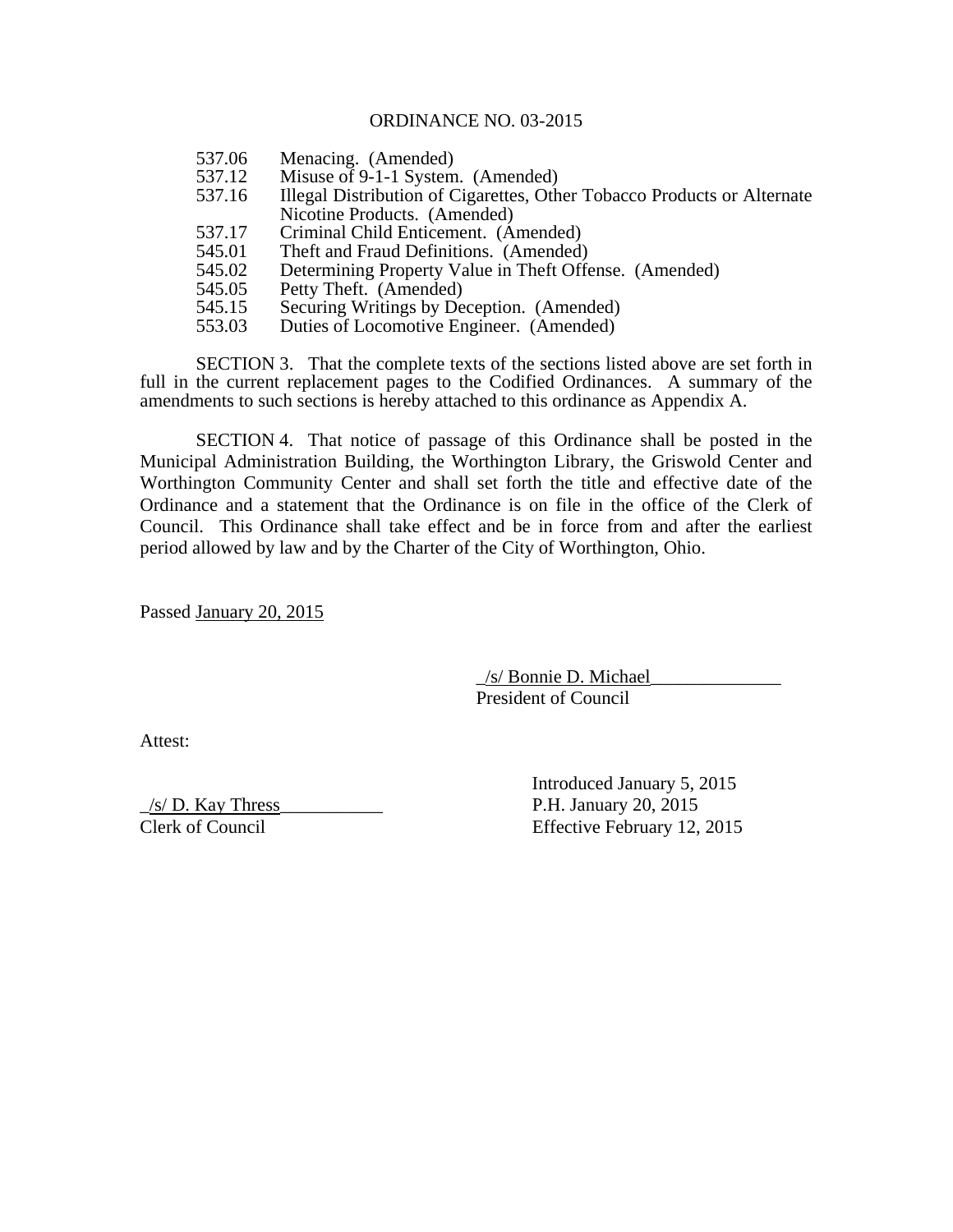ORDINANCE NO. 03-2015

| | |
|---|---|
| 537.06 | Menacing. (Amended) |
| 537.12 | Misuse of 9-1-1 System. (Amended) |
| 537.16 | Illegal Distribution of Cigarettes, Other Tobacco Products or Alternate Nicotine Products. (Amended) |
| 537.17 | Criminal Child Enticement. (Amended) |
| 545.01 | Theft and Fraud Definitions. (Amended) |
| 545.02 | Determining Property Value in Theft Offense. (Amended) |
| 545.05 | Petty Theft. (Amended) |
| 545.15 | Securing Writings by Deception. (Amended) |
| 553.03 | Duties of Locomotive Engineer. (Amended) |

SECTION 3. That the complete texts of the sections listed above are set forth in full in the current replacement pages to the Codified Ordinances. A summary of the amendments to such sections is hereby attached to this ordinance as Appendix A.

SECTION 4. That notice of passage of this Ordinance shall be posted in the Municipal Administration Building, the Worthington Library, the Griswold Center and Worthington Community Center and shall set forth the title and effective date of the Ordinance and a statement that the Ordinance is on file in the office of the Clerk of Council. This Ordinance shall take effect and be in force from and after the earliest period allowed by law and by the Charter of the City of Worthington, Ohio.

Passed January 20, 2015

_/s/ Bonnie D. Michael______________
President of Council

Attest:

_/s/ D. Kay Thress___________
Clerk of Council

Introduced January 5, 2015
P.H. January 20, 2015
Effective February 12, 2015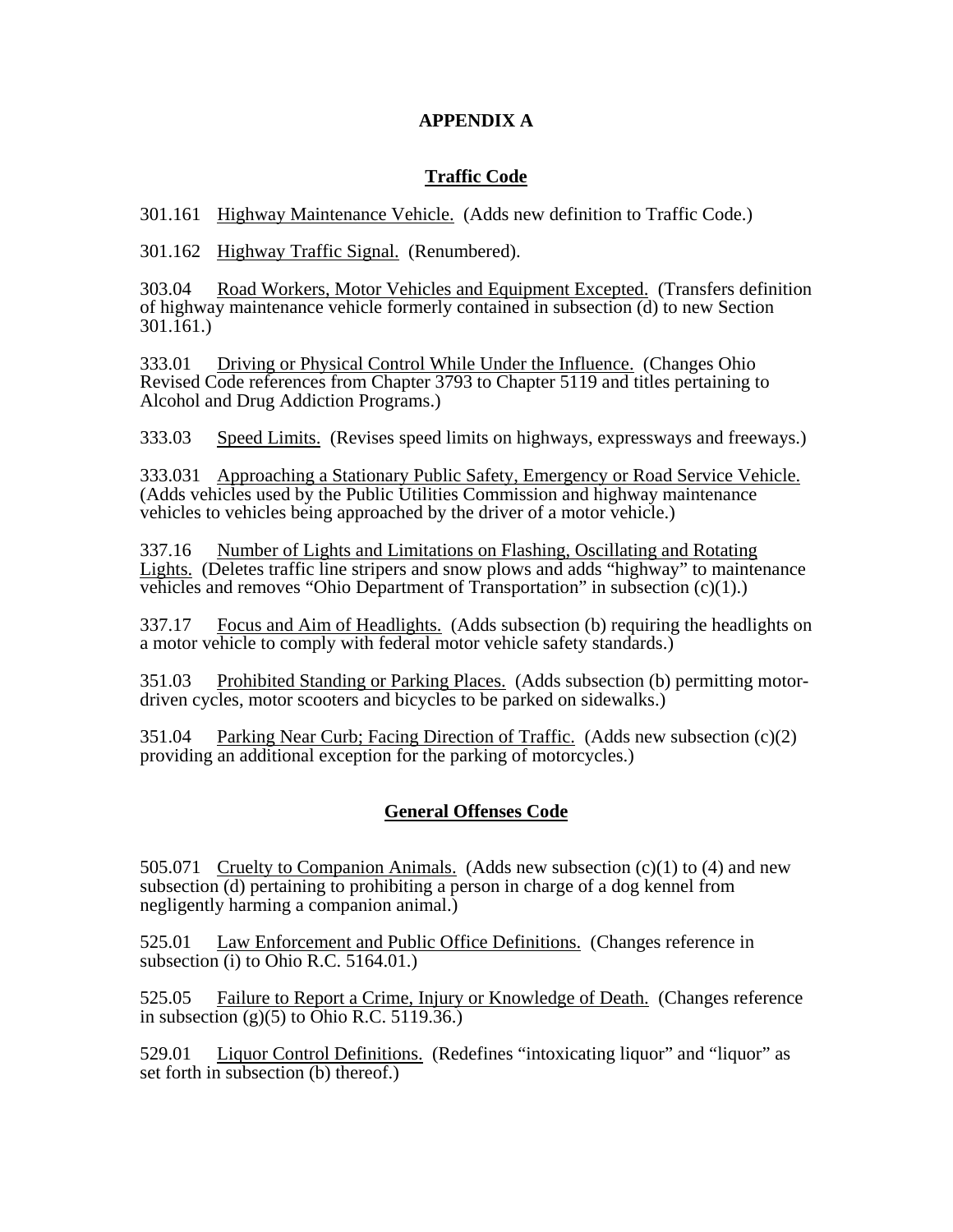# APPENDIX A

## Traffic Code

301.161 Highway Maintenance Vehicle. (Adds new definition to Traffic Code.)

301.162 Highway Traffic Signal. (Renumbered).

303.04 Road Workers, Motor Vehicles and Equipment Excepted. (Transfers definition of highway maintenance vehicle formerly contained in subsection (d) to new Section 301.161.)

333.01 Driving or Physical Control While Under the Influence. (Changes Ohio Revised Code references from Chapter 3793 to Chapter 5119 and titles pertaining to Alcohol and Drug Addiction Programs.)

333.03 Speed Limits. (Revises speed limits on highways, expressways and freeways.)

333.031 Approaching a Stationary Public Safety, Emergency or Road Service Vehicle. (Adds vehicles used by the Public Utilities Commission and highway maintenance vehicles to vehicles being approached by the driver of a motor vehicle.)

337.16 Number of Lights and Limitations on Flashing, Oscillating and Rotating Lights. (Deletes traffic line stripers and snow plows and adds "highway" to maintenance vehicles and removes "Ohio Department of Transportation" in subsection (c)(1).)

337.17 Focus and Aim of Headlights. (Adds subsection (b) requiring the headlights on a motor vehicle to comply with federal motor vehicle safety standards.)

351.03 Prohibited Standing or Parking Places. (Adds subsection (b) permitting motor-driven cycles, motor scooters and bicycles to be parked on sidewalks.)

351.04 Parking Near Curb; Facing Direction of Traffic. (Adds new subsection (c)(2) providing an additional exception for the parking of motorcycles.)

## General Offenses Code

505.071 Cruelty to Companion Animals. (Adds new subsection (c)(1) to (4) and new subsection (d) pertaining to prohibiting a person in charge of a dog kennel from negligently harming a companion animal.)

525.01 Law Enforcement and Public Office Definitions. (Changes reference in subsection (i) to Ohio R.C. 5164.01.)

525.05 Failure to Report a Crime, Injury or Knowledge of Death. (Changes reference in subsection (g)(5) to Ohio R.C. 5119.36.)

529.01 Liquor Control Definitions. (Redefines "intoxicating liquor" and "liquor" as set forth in subsection (b) thereof.)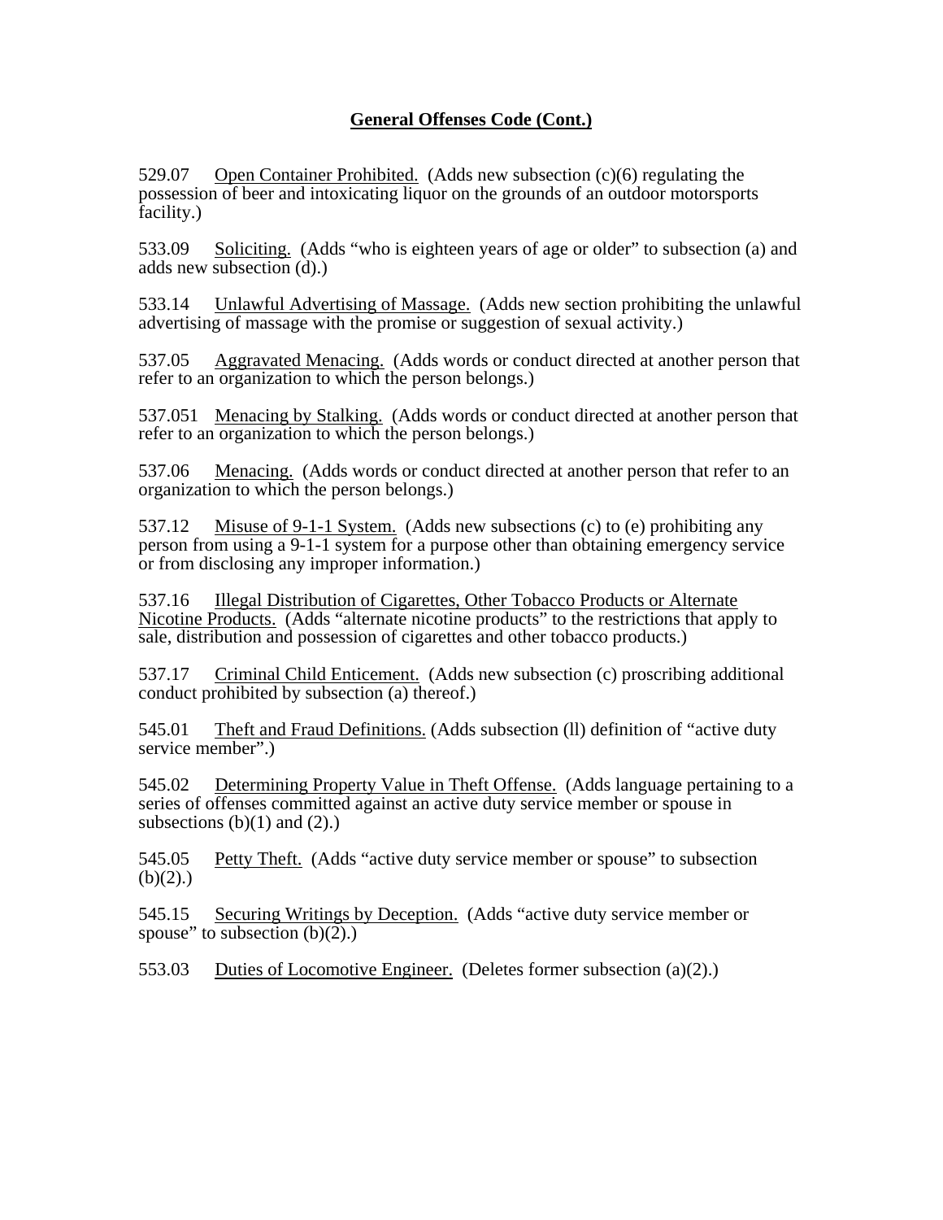**General Offenses Code (Cont.)**

529.07 Open Container Prohibited. (Adds new subsection (c)(6) regulating the possession of beer and intoxicating liquor on the grounds of an outdoor motorsports facility.)

533.09 Soliciting. (Adds "who is eighteen years of age or older" to subsection (a) and adds new subsection (d).)

533.14 Unlawful Advertising of Massage. (Adds new section prohibiting the unlawful advertising of massage with the promise or suggestion of sexual activity.)

537.05 Aggravated Menacing. (Adds words or conduct directed at another person that refer to an organization to which the person belongs.)

537.051 Menacing by Stalking. (Adds words or conduct directed at another person that refer to an organization to which the person belongs.)

537.06 Menacing. (Adds words or conduct directed at another person that refer to an organization to which the person belongs.)

537.12 Misuse of 9-1-1 System. (Adds new subsections (c) to (e) prohibiting any person from using a 9-1-1 system for a purpose other than obtaining emergency service or from disclosing any improper information.)

537.16 Illegal Distribution of Cigarettes, Other Tobacco Products or Alternate Nicotine Products. (Adds "alternate nicotine products" to the restrictions that apply to sale, distribution and possession of cigarettes and other tobacco products.)

537.17 Criminal Child Enticement. (Adds new subsection (c) proscribing additional conduct prohibited by subsection (a) thereof.)

545.01 Theft and Fraud Definitions. (Adds subsection (ll) definition of "active duty service member".)

545.02 Determining Property Value in Theft Offense. (Adds language pertaining to a series of offenses committed against an active duty service member or spouse in subsections (b)(1) and (2).)

545.05 Petty Theft. (Adds "active duty service member or spouse" to subsection (b)(2).)

545.15 Securing Writings by Deception. (Adds "active duty service member or spouse" to subsection (b)(2).)

553.03 Duties of Locomotive Engineer. (Deletes former subsection (a)(2).)